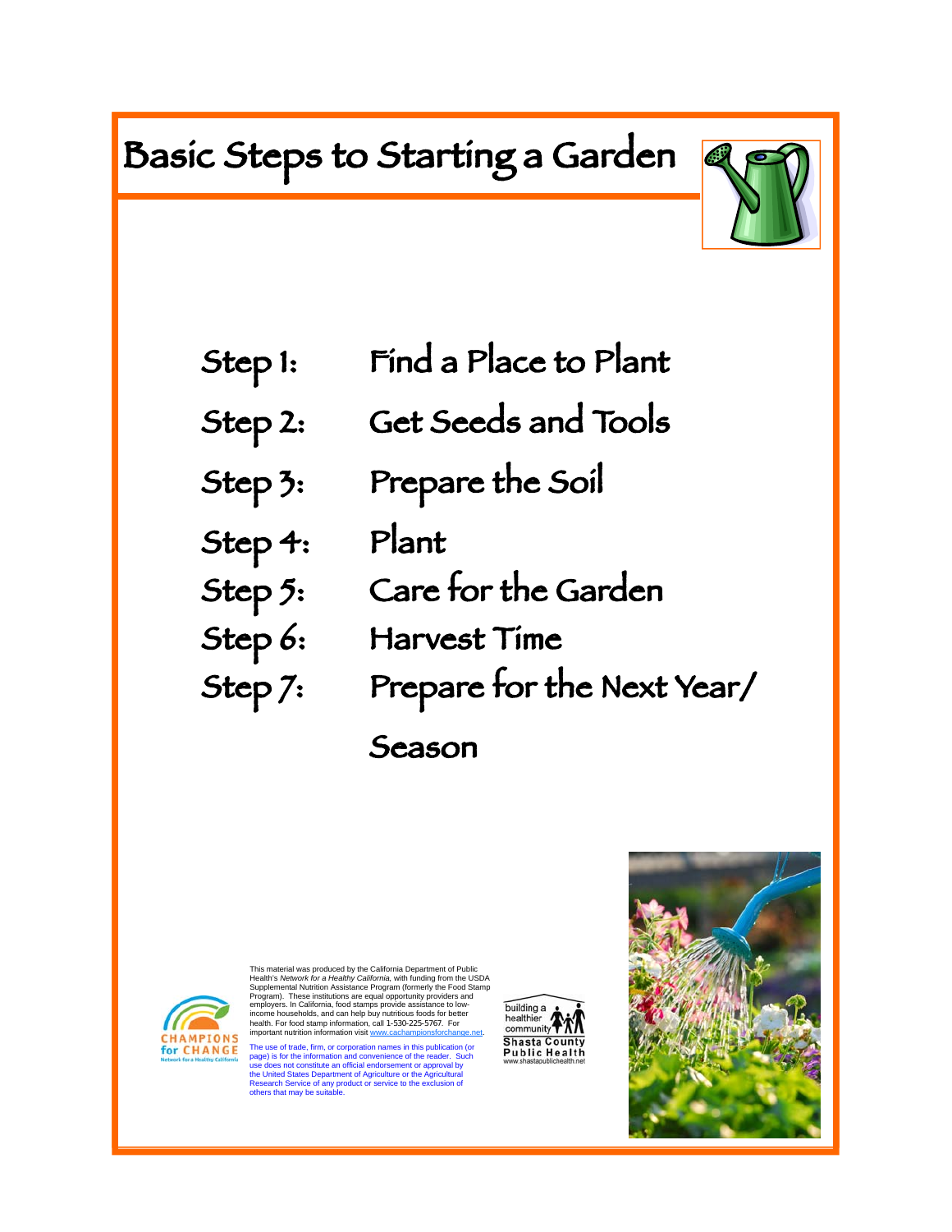# Basic Steps to Starting a Garden

- Step 1: Find a Place to Plant
- Step 2: Get Seeds and Tools
- Step 3: Prepare the Soil
- Step 4: Plant
- Step 5: Care for the Garden
- Step 6: Harvest Time
- Step 7: Prepare for the Next Year/ Season

CHAMPIONS for CHANGE
Network for a Healthy California

This material was produced by the California Department of Public Health's *Network for a Healthy California*, with funding from the USDA Supplemental Nutrition Assistance Program (formerly the Food Stamp Program). These institutions are equal opportunity providers and employers. In California, food stamps provide assistance to low-income households, and can help buy nutritious foods for better health. For food stamp information, call 1-530-225-5767. For important nutrition information visit www.cachampionsforchange.net.

The use of trade, firm, or corporation names in this publication (or page) is for the information and convenience of the reader. Such use does not constitute an official endorsement or approval by the United States Department of Agriculture or the Agricultural Research Service of any product or service to the exclusion of others that may be suitable.

building a healthier community
Shasta County Public Health
www.shastapublichealth.net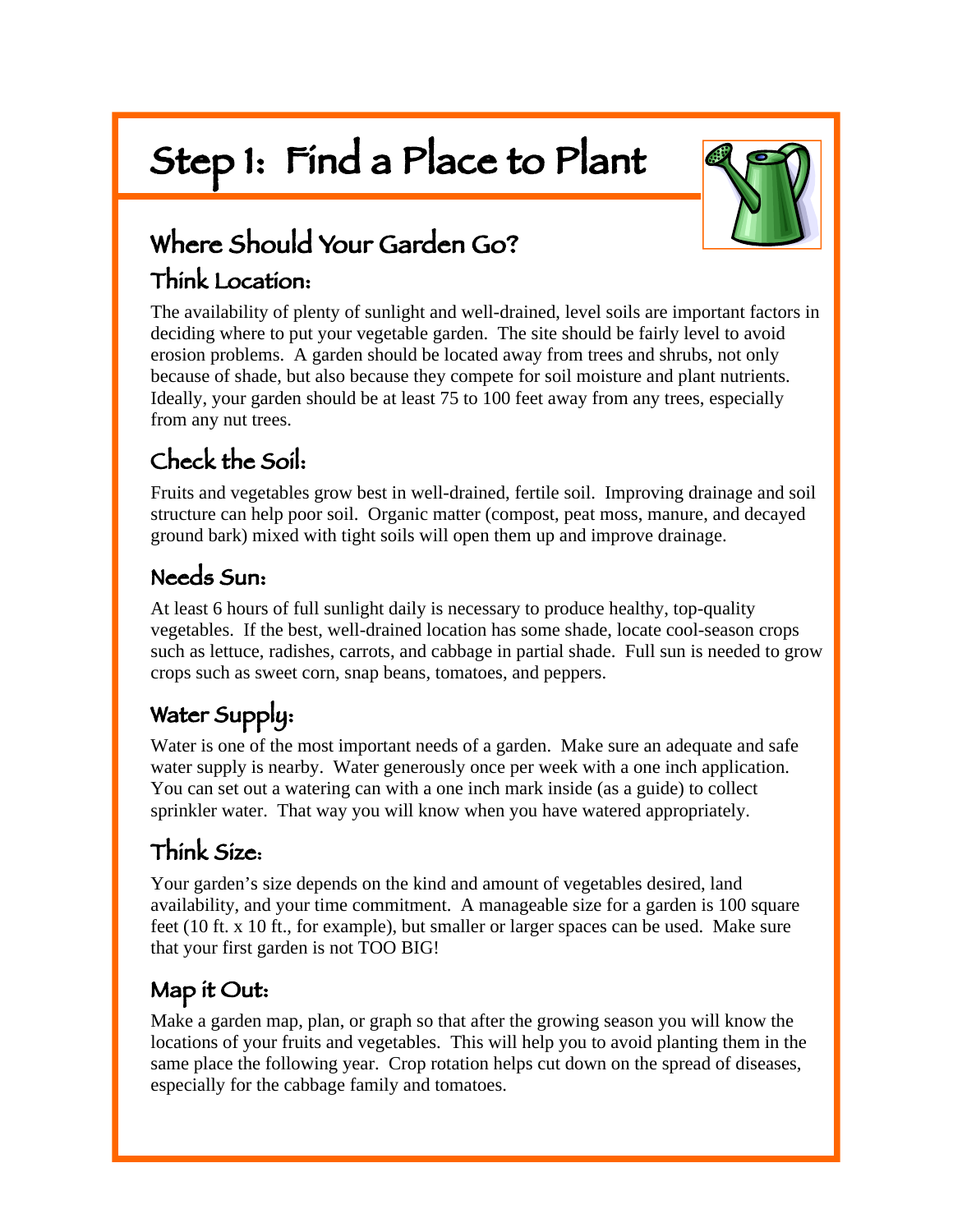# Step 1: Find a Place to Plant

## Where Should Your Garden Go?

### Think Location:

The availability of plenty of sunlight and well-drained, level soils are important factors in deciding where to put your vegetable garden. The site should be fairly level to avoid erosion problems. A garden should be located away from trees and shrubs, not only because of shade, but also because they compete for soil moisture and plant nutrients. Ideally, your garden should be at least 75 to 100 feet away from any trees, especially from any nut trees.

### Check the Soil:

Fruits and vegetables grow best in well-drained, fertile soil. Improving drainage and soil structure can help poor soil. Organic matter (compost, peat moss, manure, and decayed ground bark) mixed with tight soils will open them up and improve drainage.

### Needs Sun:

At least 6 hours of full sunlight daily is necessary to produce healthy, top-quality vegetables. If the best, well-drained location has some shade, locate cool-season crops such as lettuce, radishes, carrots, and cabbage in partial shade. Full sun is needed to grow crops such as sweet corn, snap beans, tomatoes, and peppers.

### Water Supply:

Water is one of the most important needs of a garden. Make sure an adequate and safe water supply is nearby. Water generously once per week with a one inch application. You can set out a watering can with a one inch mark inside (as a guide) to collect sprinkler water. That way you will know when you have watered appropriately.

### Think Size:

Your garden's size depends on the kind and amount of vegetables desired, land availability, and your time commitment. A manageable size for a garden is 100 square feet (10 ft. x 10 ft., for example), but smaller or larger spaces can be used. Make sure that your first garden is not TOO BIG!

### Map it Out:

Make a garden map, plan, or graph so that after the growing season you will know the locations of your fruits and vegetables. This will help you to avoid planting them in the same place the following year. Crop rotation helps cut down on the spread of diseases, especially for the cabbage family and tomatoes.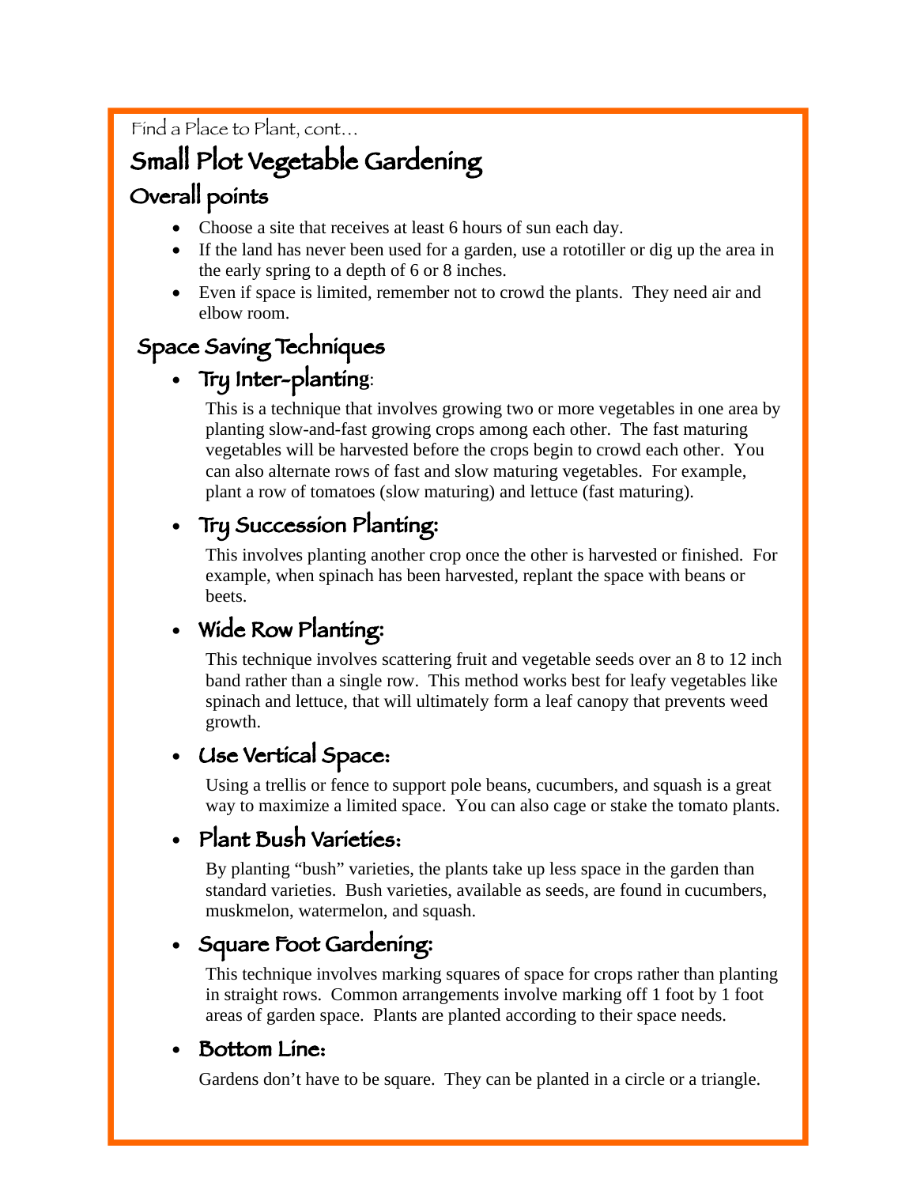Find a Place to Plant, cont…

# Small Plot Vegetable Gardening

## Overall points

- Choose a site that receives at least 6 hours of sun each day.
- If the land has never been used for a garden, use a rototiller or dig up the area in the early spring to a depth of 6 or 8 inches.
- Even if space is limited, remember not to crowd the plants. They need air and elbow room.

## Space Saving Techniques

- **Try Inter-planting**:

  This is a technique that involves growing two or more vegetables in one area by planting slow-and-fast growing crops among each other. The fast maturing vegetables will be harvested before the crops begin to crowd each other. You can also alternate rows of fast and slow maturing vegetables. For example, plant a row of tomatoes (slow maturing) and lettuce (fast maturing).

- **Try Succession Planting:**

  This involves planting another crop once the other is harvested or finished. For example, when spinach has been harvested, replant the space with beans or beets.

- **Wide Row Planting:**

  This technique involves scattering fruit and vegetable seeds over an 8 to 12 inch band rather than a single row. This method works best for leafy vegetables like spinach and lettuce, that will ultimately form a leaf canopy that prevents weed growth.

- **Use Vertical Space:**

  Using a trellis or fence to support pole beans, cucumbers, and squash is a great way to maximize a limited space. You can also cage or stake the tomato plants.

- **Plant Bush Varieties:**

  By planting "bush" varieties, the plants take up less space in the garden than standard varieties. Bush varieties, available as seeds, are found in cucumbers, muskmelon, watermelon, and squash.

- **Square Foot Gardening:**

  This technique involves marking squares of space for crops rather than planting in straight rows. Common arrangements involve marking off 1 foot by 1 foot areas of garden space. Plants are planted according to their space needs.

- **Bottom Line:**

  Gardens don't have to be square. They can be planted in a circle or a triangle.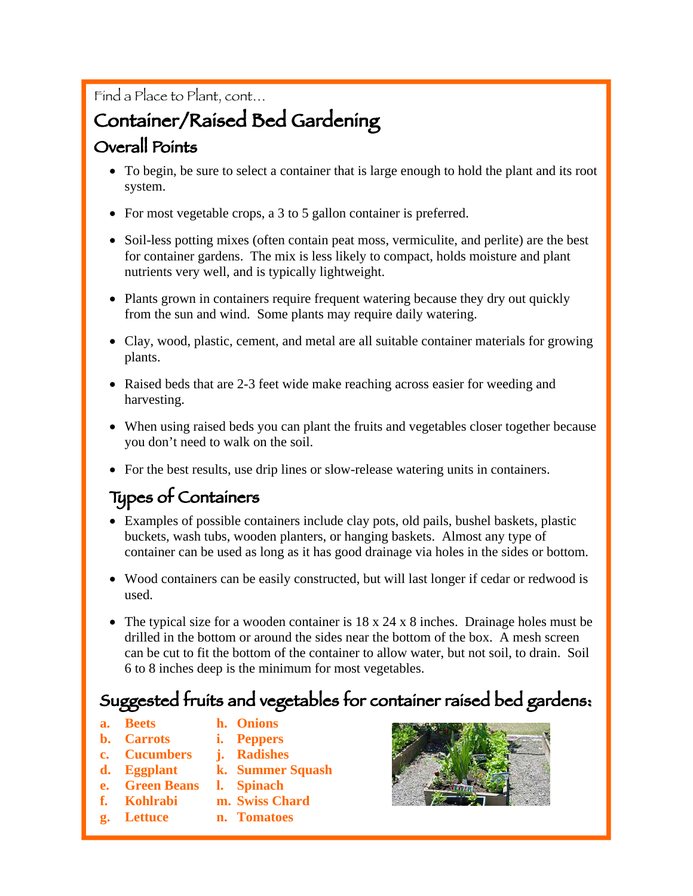Find a Place to Plant, cont…

# Container/Raised Bed Gardening

## Overall Points

- To begin, be sure to select a container that is large enough to hold the plant and its root system.
- For most vegetable crops, a 3 to 5 gallon container is preferred.
- Soil-less potting mixes (often contain peat moss, vermiculite, and perlite) are the best for container gardens. The mix is less likely to compact, holds moisture and plant nutrients very well, and is typically lightweight.
- Plants grown in containers require frequent watering because they dry out quickly from the sun and wind. Some plants may require daily watering.
- Clay, wood, plastic, cement, and metal are all suitable container materials for growing plants.
- Raised beds that are 2-3 feet wide make reaching across easier for weeding and harvesting.
- When using raised beds you can plant the fruits and vegetables closer together because you don't need to walk on the soil.
- For the best results, use drip lines or slow-release watering units in containers.

## Types of Containers

- Examples of possible containers include clay pots, old pails, bushel baskets, plastic buckets, wash tubs, wooden planters, or hanging baskets. Almost any type of container can be used as long as it has good drainage via holes in the sides or bottom.
- Wood containers can be easily constructed, but will last longer if cedar or redwood is used.
- The typical size for a wooden container is 18 x 24 x 8 inches. Drainage holes must be drilled in the bottom or around the sides near the bottom of the box. A mesh screen can be cut to fit the bottom of the container to allow water, but not soil, to drain. Soil 6 to 8 inches deep is the minimum for most vegetables.

## Suggested fruits and vegetables for container raised bed gardens:

a. **Beets**
b. **Carrots**
c. **Cucumbers**
d. **Eggplant**
e. **Green Beans**
f. **Kohlrabi**
g. **Lettuce**
h. **Onions**
i. **Peppers**
j. **Radishes**
k. **Summer Squash**
l. **Spinach**
m. **Swiss Chard**
n. **Tomatoes**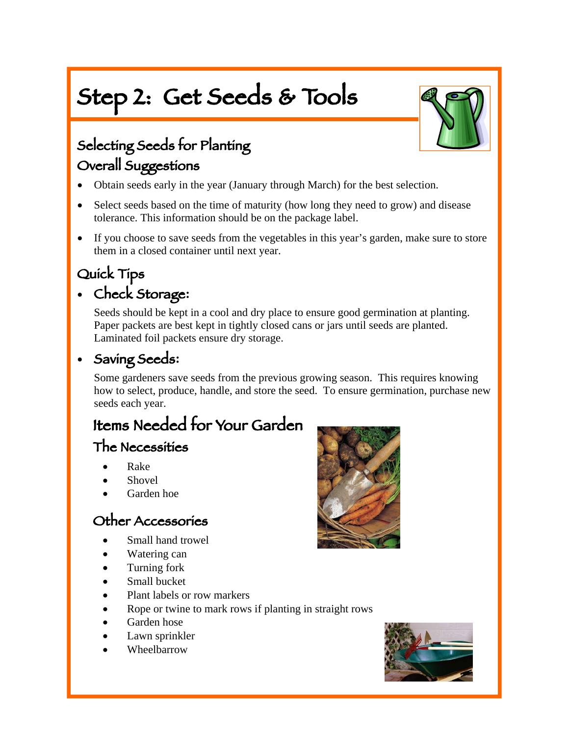# Step 2: Get Seeds & Tools

## Selecting Seeds for Planting

### Overall Suggestions

- Obtain seeds early in the year (January through March) for the best selection.
- Select seeds based on the time of maturity (how long they need to grow) and disease tolerance. This information should be on the package label.
- If you choose to save seeds from the vegetables in this year's garden, make sure to store them in a closed container until next year.

### Quick Tips

- **Check Storage:**

  Seeds should be kept in a cool and dry place to ensure good germination at planting. Paper packets are best kept in tightly closed cans or jars until seeds are planted. Laminated foil packets ensure dry storage.

- **Saving Seeds:**

  Some gardeners save seeds from the previous growing season. This requires knowing how to select, produce, handle, and store the seed. To ensure germination, purchase new seeds each year.

## Items Needed for Your Garden

### The Necessities

- Rake
- Shovel
- Garden hoe

### Other Accessories

- Small hand trowel
- Watering can
- Turning fork
- Small bucket
- Plant labels or row markers
- Rope or twine to mark rows if planting in straight rows
- Garden hose
- Lawn sprinkler
- Wheelbarrow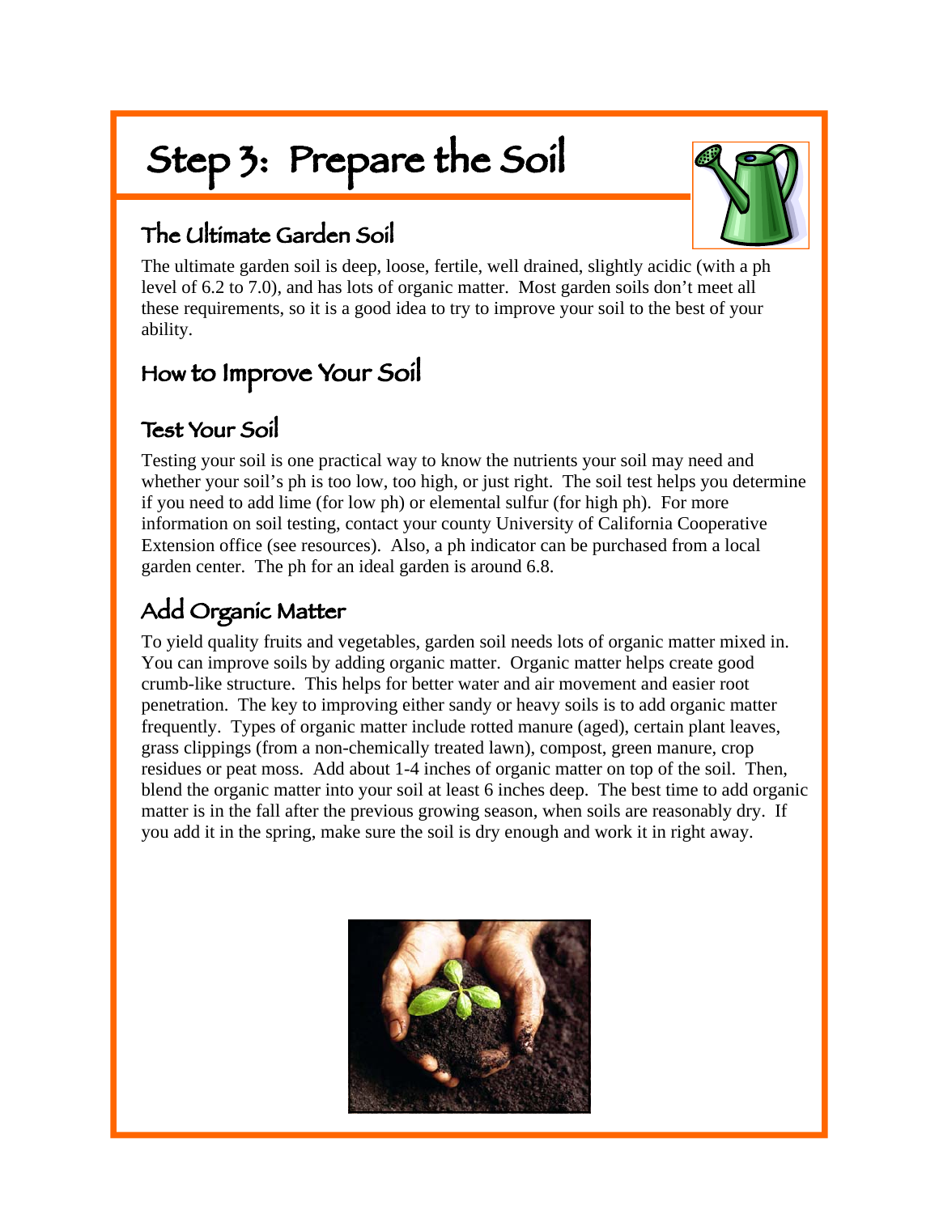# Step 3: Prepare the Soil

## The Ultimate Garden Soil

The ultimate garden soil is deep, loose, fertile, well drained, slightly acidic (with a ph level of 6.2 to 7.0), and has lots of organic matter. Most garden soils don't meet all these requirements, so it is a good idea to try to improve your soil to the best of your ability.

## How to Improve Your Soil

### Test Your Soil

Testing your soil is one practical way to know the nutrients your soil may need and whether your soil's ph is too low, too high, or just right. The soil test helps you determine if you need to add lime (for low ph) or elemental sulfur (for high ph). For more information on soil testing, contact your county University of California Cooperative Extension office (see resources). Also, a ph indicator can be purchased from a local garden center. The ph for an ideal garden is around 6.8.

### Add Organic Matter

To yield quality fruits and vegetables, garden soil needs lots of organic matter mixed in. You can improve soils by adding organic matter. Organic matter helps create good crumb-like structure. This helps for better water and air movement and easier root penetration. The key to improving either sandy or heavy soils is to add organic matter frequently. Types of organic matter include rotted manure (aged), certain plant leaves, grass clippings (from a non-chemically treated lawn), compost, green manure, crop residues or peat moss. Add about 1-4 inches of organic matter on top of the soil. Then, blend the organic matter into your soil at least 6 inches deep. The best time to add organic matter is in the fall after the previous growing season, when soils are reasonably dry. If you add it in the spring, make sure the soil is dry enough and work it in right away.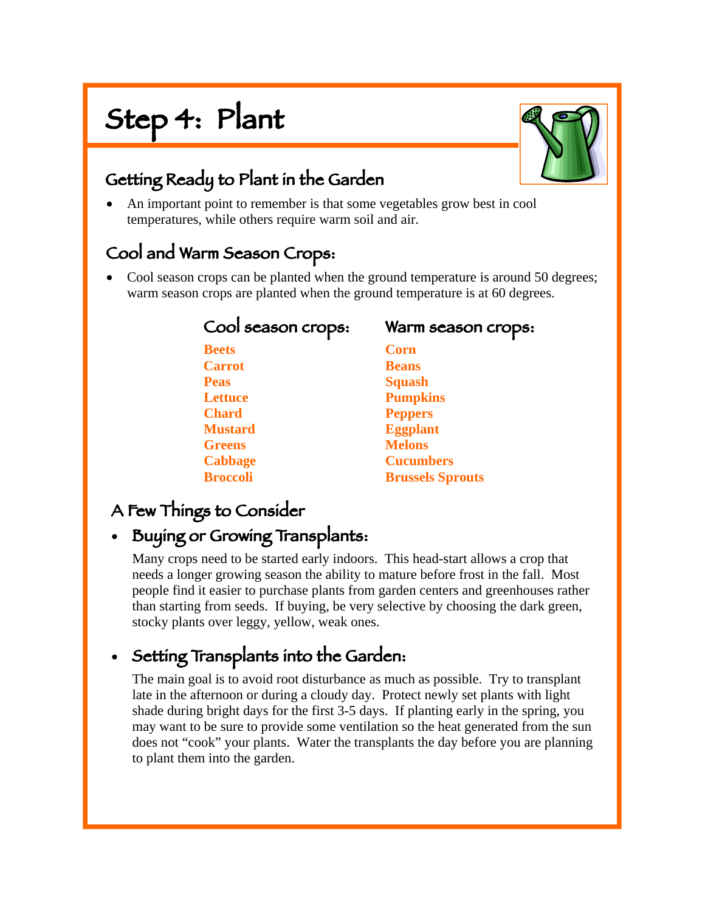# Step 4: Plant

## Getting Ready to Plant in the Garden

- An important point to remember is that some vegetables grow best in cool temperatures, while others require warm soil and air.

## Cool and Warm Season Crops:

- Cool season crops can be planted when the ground temperature is around 50 degrees; warm season crops are planted when the ground temperature is at 60 degrees.

| Cool season crops: | Warm season crops: |
|---|---|
| **Beets** | **Corn** |
| **Carrot** | **Beans** |
| **Peas** | **Squash** |
| **Lettuce** | **Pumpkins** |
| **Chard** | **Peppers** |
| **Mustard** | **Eggplant** |
| **Greens** | **Melons** |
| **Cabbage** | **Cucumbers** |
| **Broccoli** | **Brussels Sprouts** |

## A Few Things to Consider

- **Buying or Growing Transplants:**

  Many crops need to be started early indoors. This head-start allows a crop that needs a longer growing season the ability to mature before frost in the fall. Most people find it easier to purchase plants from garden centers and greenhouses rather than starting from seeds. If buying, be very selective by choosing the dark green, stocky plants over leggy, yellow, weak ones.

- **Setting Transplants into the Garden:**

  The main goal is to avoid root disturbance as much as possible. Try to transplant late in the afternoon or during a cloudy day. Protect newly set plants with light shade during bright days for the first 3-5 days. If planting early in the spring, you may want to be sure to provide some ventilation so the heat generated from the sun does not "cook" your plants. Water the transplants the day before you are planning to plant them into the garden.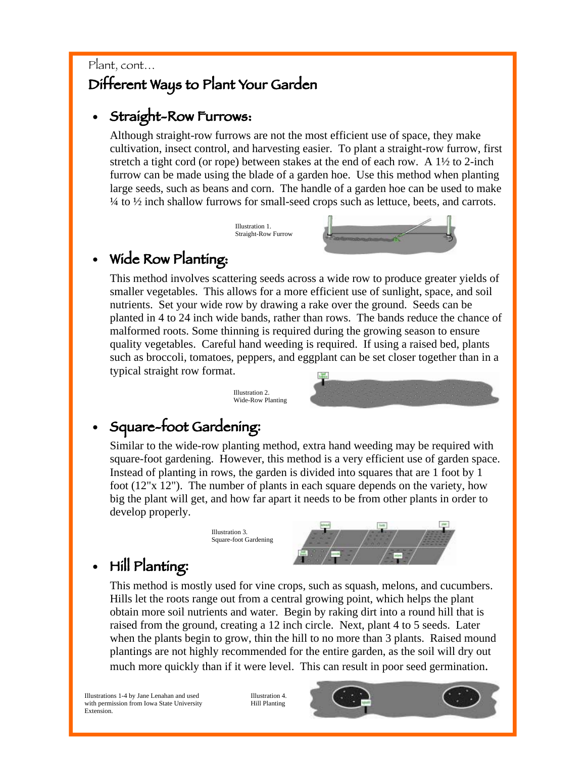Plant, cont…

# Different Ways to Plant Your Garden

## • Straight-Row Furrows:

Although straight-row furrows are not the most efficient use of space, they make cultivation, insect control, and harvesting easier. To plant a straight-row furrow, first stretch a tight cord (or rope) between stakes at the end of each row. A 1½ to 2-inch furrow can be made using the blade of a garden hoe. Use this method when planting large seeds, such as beans and corn. The handle of a garden hoe can be used to make ¼ to ½ inch shallow furrows for small-seed crops such as lettuce, beets, and carrots.

Illustration 1. Straight-Row Furrow

## • Wide Row Planting:

This method involves scattering seeds across a wide row to produce greater yields of smaller vegetables. This allows for a more efficient use of sunlight, space, and soil nutrients. Set your wide row by drawing a rake over the ground. Seeds can be planted in 4 to 24 inch wide bands, rather than rows. The bands reduce the chance of malformed roots. Some thinning is required during the growing season to ensure quality vegetables. Careful hand weeding is required. If using a raised bed, plants such as broccoli, tomatoes, peppers, and eggplant can be set closer together than in a typical straight row format.

Illustration 2. Wide-Row Planting

## • Square-foot Gardening:

Similar to the wide-row planting method, extra hand weeding may be required with square-foot gardening. However, this method is a very efficient use of garden space. Instead of planting in rows, the garden is divided into squares that are 1 foot by 1 foot (12"x 12"). The number of plants in each square depends on the variety, how big the plant will get, and how far apart it needs to be from other plants in order to develop properly.

Illustration 3. Square-foot Gardening

## • Hill Planting:

This method is mostly used for vine crops, such as squash, melons, and cucumbers. Hills let the roots range out from a central growing point, which helps the plant obtain more soil nutrients and water. Begin by raking dirt into a round hill that is raised from the ground, creating a 12 inch circle. Next, plant 4 to 5 seeds. Later when the plants begin to grow, thin the hill to no more than 3 plants. Raised mound plantings are not highly recommended for the entire garden, as the soil will dry out much more quickly than if it were level. This can result in poor seed germination.

Illustrations 1-4 by Jane Lenahan and used with permission from Iowa State University Extension.

Illustration 4. Hill Planting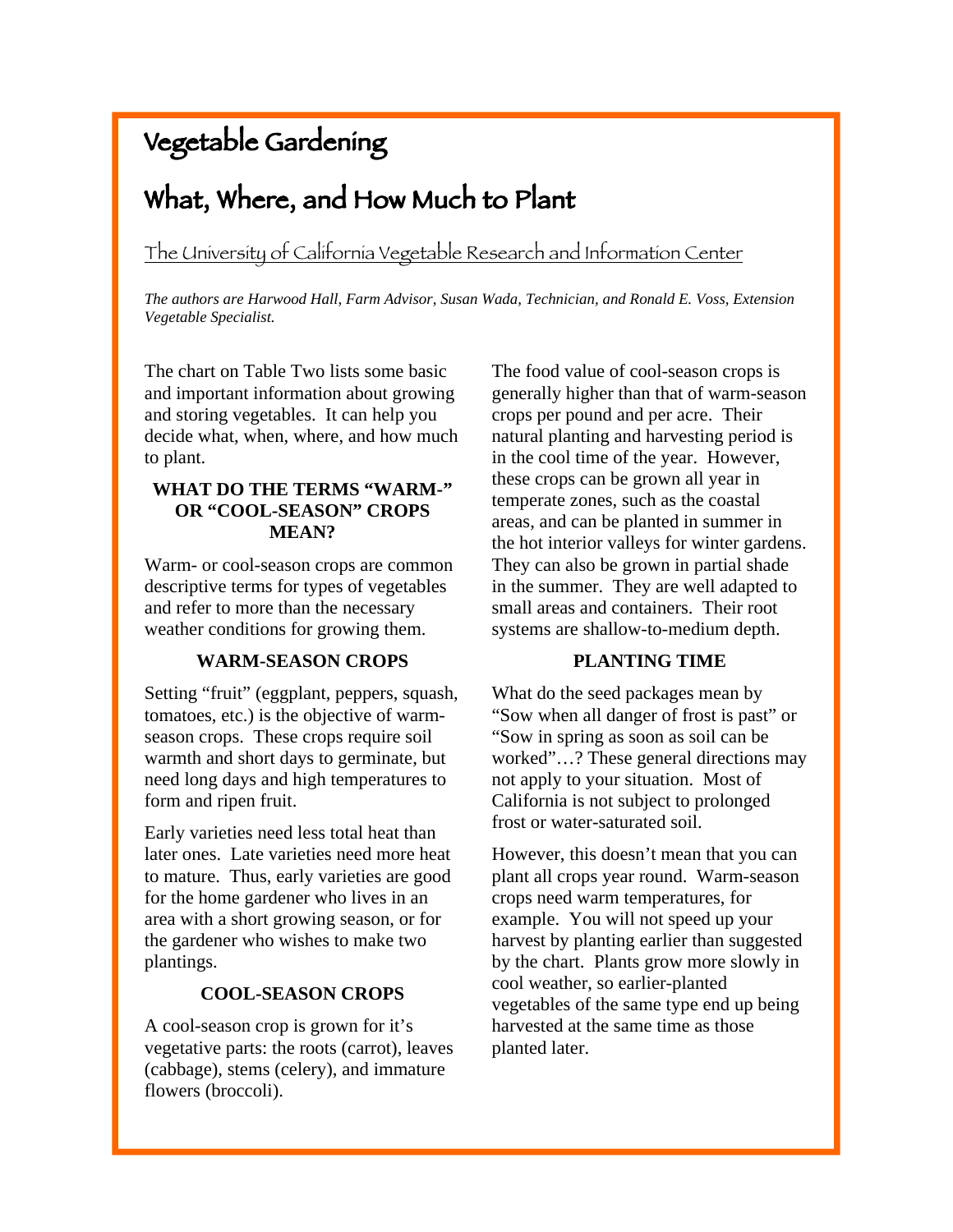# Vegetable Gardening

# What, Where, and How Much to Plant

The University of California Vegetable Research and Information Center

*The authors are Harwood Hall, Farm Advisor, Susan Wada, Technician, and Ronald E. Voss, Extension Vegetable Specialist.*

The chart on Table Two lists some basic and important information about growing and storing vegetables. It can help you decide what, when, where, and how much to plant.

### WHAT DO THE TERMS "WARM-" OR "COOL-SEASON" CROPS MEAN?

Warm- or cool-season crops are common descriptive terms for types of vegetables and refer to more than the necessary weather conditions for growing them.

### WARM-SEASON CROPS

Setting "fruit" (eggplant, peppers, squash, tomatoes, etc.) is the objective of warm-season crops. These crops require soil warmth and short days to germinate, but need long days and high temperatures to form and ripen fruit.

Early varieties need less total heat than later ones. Late varieties need more heat to mature. Thus, early varieties are good for the home gardener who lives in an area with a short growing season, or for the gardener who wishes to make two plantings.

### COOL-SEASON CROPS

A cool-season crop is grown for it's vegetative parts: the roots (carrot), leaves (cabbage), stems (celery), and immature flowers (broccoli).

The food value of cool-season crops is generally higher than that of warm-season crops per pound and per acre. Their natural planting and harvesting period is in the cool time of the year. However, these crops can be grown all year in temperate zones, such as the coastal areas, and can be planted in summer in the hot interior valleys for winter gardens. They can also be grown in partial shade in the summer. They are well adapted to small areas and containers. Their root systems are shallow-to-medium depth.

### PLANTING TIME

What do the seed packages mean by "Sow when all danger of frost is past" or "Sow in spring as soon as soil can be worked"…? These general directions may not apply to your situation. Most of California is not subject to prolonged frost or water-saturated soil.

However, this doesn't mean that you can plant all crops year round. Warm-season crops need warm temperatures, for example. You will not speed up your harvest by planting earlier than suggested by the chart. Plants grow more slowly in cool weather, so earlier-planted vegetables of the same type end up being harvested at the same time as those planted later.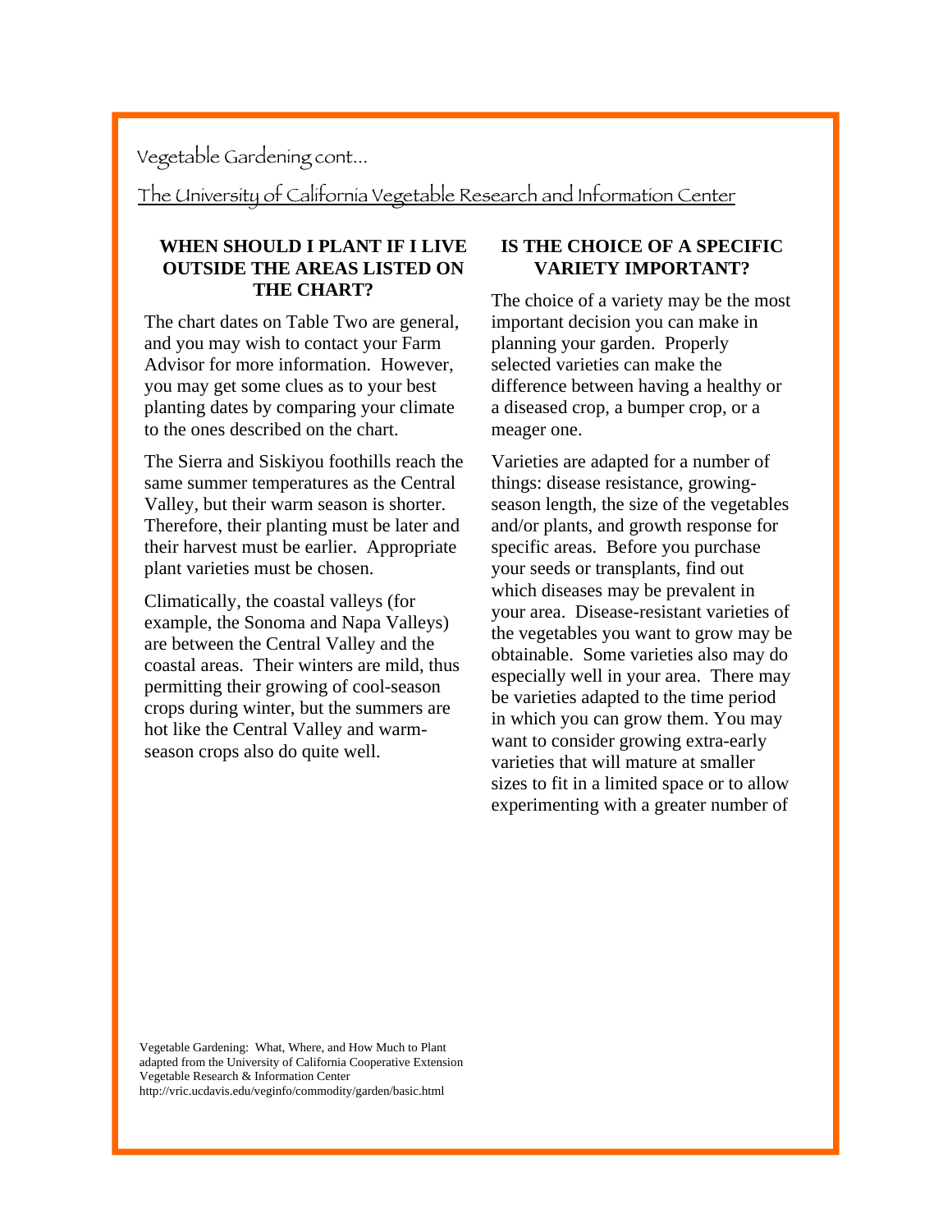Vegetable Gardening cont...

The University of California Vegetable Research and Information Center

## WHEN SHOULD I PLANT IF I LIVE OUTSIDE THE AREAS LISTED ON THE CHART?

The chart dates on Table Two are general, and you may wish to contact your Farm Advisor for more information. However, you may get some clues as to your best planting dates by comparing your climate to the ones described on the chart.

The Sierra and Siskiyou foothills reach the same summer temperatures as the Central Valley, but their warm season is shorter. Therefore, their planting must be later and their harvest must be earlier. Appropriate plant varieties must be chosen.

Climatically, the coastal valleys (for example, the Sonoma and Napa Valleys) are between the Central Valley and the coastal areas. Their winters are mild, thus permitting their growing of cool-season crops during winter, but the summers are hot like the Central Valley and warm-season crops also do quite well.

## IS THE CHOICE OF A SPECIFIC VARIETY IMPORTANT?

The choice of a variety may be the most important decision you can make in planning your garden. Properly selected varieties can make the difference between having a healthy or a diseased crop, a bumper crop, or a meager one.

Varieties are adapted for a number of things: disease resistance, growing-season length, the size of the vegetables and/or plants, and growth response for specific areas. Before you purchase your seeds or transplants, find out which diseases may be prevalent in your area. Disease-resistant varieties of the vegetables you want to grow may be obtainable. Some varieties also may do especially well in your area. There may be varieties adapted to the time period in which you can grow them. You may want to consider growing extra-early varieties that will mature at smaller sizes to fit in a limited space or to allow experimenting with a greater number of

Vegetable Gardening: What, Where, and How Much to Plant
adapted from the University of California Cooperative Extension
Vegetable Research & Information Center
http://vric.ucdavis.edu/veginfo/commodity/garden/basic.html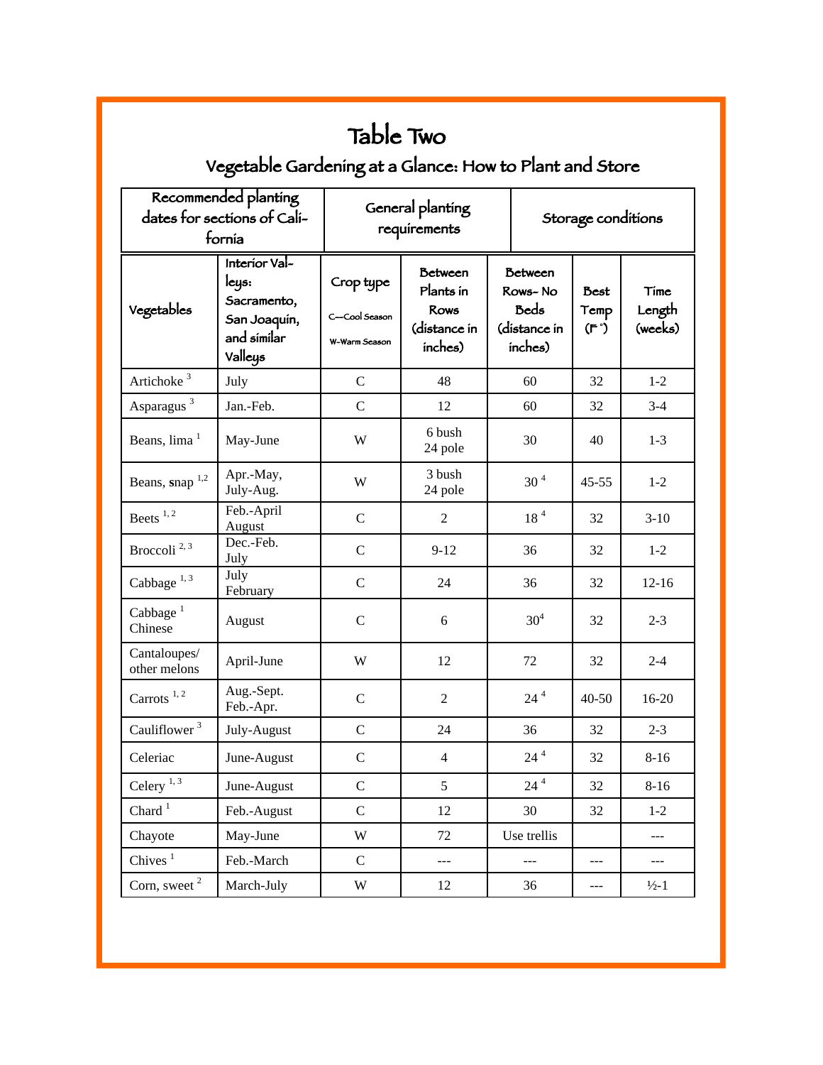# Table Two

## Vegetable Gardening at a Glance: How to Plant and Store

| Recommended planting dates for sections of California | | General planting requirements | | | Storage conditions | |
|---|---|---|---|---|---|---|
| Vegetables | Interior Valleys: Sacramento, San Joaquin, and similar Valleys | Crop type C—Cool Season W-Warm Season | Between Plants in Rows (distance in inches) | Between Rows- No Beds (distance in inches) | Best Temp (F°) | Time Length (weeks) |
| Artichoke [3] | July | C | 48 | 60 | 32 | 1-2 |
| Asparagus [3] | Jan.-Feb. | C | 12 | 60 | 32 | 3-4 |
| Beans, lima [1] | May-June | W | 6 bush 24 pole | 30 | 40 | 1-3 |
| Beans, snap [1,2] | Apr.-May, July-Aug. | W | 3 bush 24 pole | 30 [4] | 45-55 | 1-2 |
| Beets [1, 2] | Feb.-April August | C | 2 | 18 [4] | 32 | 3-10 |
| Broccoli [2, 3] | Dec.-Feb. July | C | 9-12 | 36 | 32 | 1-2 |
| Cabbage [1, 3] | July February | C | 24 | 36 | 32 | 12-16 |
| Cabbage [1] Chinese | August | C | 6 | 30[4] | 32 | 2-3 |
| Cantaloupes/ other melons | April-June | W | 12 | 72 | 32 | 2-4 |
| Carrots [1, 2] | Aug.-Sept. Feb.-Apr. | C | 2 | 24 [4] | 40-50 | 16-20 |
| Cauliflower [3] | July-August | C | 24 | 36 | 32 | 2-3 |
| Celeriac | June-August | C | 4 | 24 [4] | 32 | 8-16 |
| Celery [1, 3] | June-August | C | 5 | 24 [4] | 32 | 8-16 |
| Chard [1] | Feb.-August | C | 12 | 30 | 32 | 1-2 |
| Chayote | May-June | W | 72 | Use trellis | | --- |
| Chives [1] | Feb.-March | C | --- | --- | --- | --- |
| Corn, sweet [2] | March-July | W | 12 | 36 | --- | ½-1 |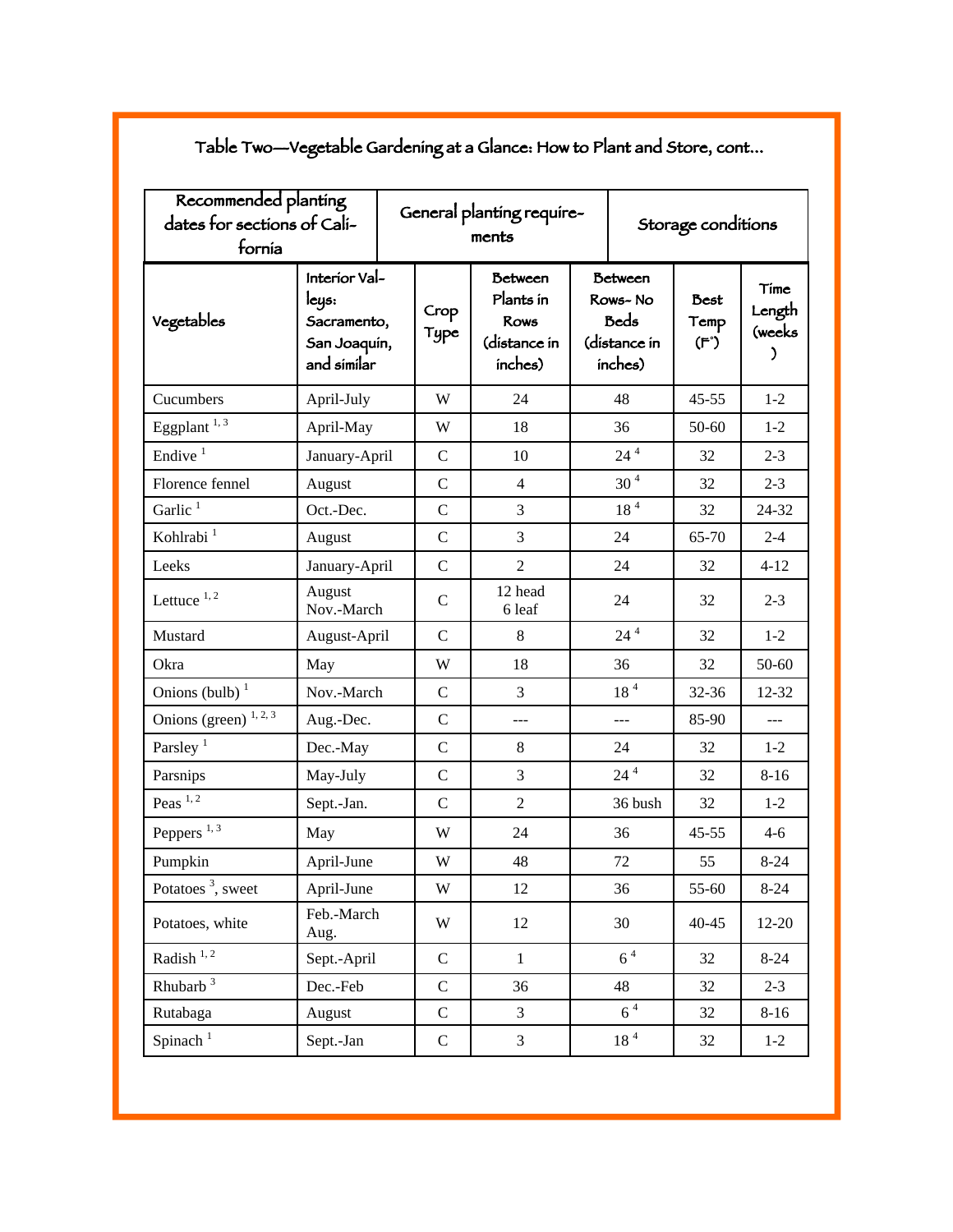## Table Two—Vegetable Gardening at a Glance: How to Plant and Store, cont…

| Recommended planting dates for sections of California | | General planting requirements | | | Storage conditions | |
|---|---|---|---|---|---|---|
| Vegetables | Interior Valleys: Sacramento, San Joaquin, and similar | Crop Type | Between Plants in Rows (distance in inches) | Between Rows- No Beds (distance in inches) | Best Temp (F°) | Time Length (weeks) |
| Cucumbers | April-July | W | 24 | 48 | 45-55 | 1-2 |
| Eggplant [1, 3] | April-May | W | 18 | 36 | 50-60 | 1-2 |
| Endive [1] | January-April | C | 10 | 24 [4] | 32 | 2-3 |
| Florence fennel | August | C | 4 | 30 [4] | 32 | 2-3 |
| Garlic [1] | Oct.-Dec. | C | 3 | 18 [4] | 32 | 24-32 |
| Kohlrabi [1] | August | C | 3 | 24 | 65-70 | 2-4 |
| Leeks | January-April | C | 2 | 24 | 32 | 4-12 |
| Lettuce [1, 2] | August Nov.-March | C | 12 head 6 leaf | 24 | 32 | 2-3 |
| Mustard | August-April | C | 8 | 24 [4] | 32 | 1-2 |
| Okra | May | W | 18 | 36 | 32 | 50-60 |
| Onions (bulb) [1] | Nov.-March | C | 3 | 18 [4] | 32-36 | 12-32 |
| Onions (green) [1, 2, 3] | Aug.-Dec. | C | --- | --- | 85-90 | --- |
| Parsley [1] | Dec.-May | C | 8 | 24 | 32 | 1-2 |
| Parsnips | May-July | C | 3 | 24 [4] | 32 | 8-16 |
| Peas [1, 2] | Sept.-Jan. | C | 2 | 36 bush | 32 | 1-2 |
| Peppers [1, 3] | May | W | 24 | 36 | 45-55 | 4-6 |
| Pumpkin | April-June | W | 48 | 72 | 55 | 8-24 |
| Potatoes [3], sweet | April-June | W | 12 | 36 | 55-60 | 8-24 |
| Potatoes, white | Feb.-March Aug. | W | 12 | 30 | 40-45 | 12-20 |
| Radish [1, 2] | Sept.-April | C | 1 | 6 [4] | 32 | 8-24 |
| Rhubarb [3] | Dec.-Feb | C | 36 | 48 | 32 | 2-3 |
| Rutabaga | August | C | 3 | 6 [4] | 32 | 8-16 |
| Spinach [1] | Sept.-Jan | C | 3 | 18 [4] | 32 | 1-2 |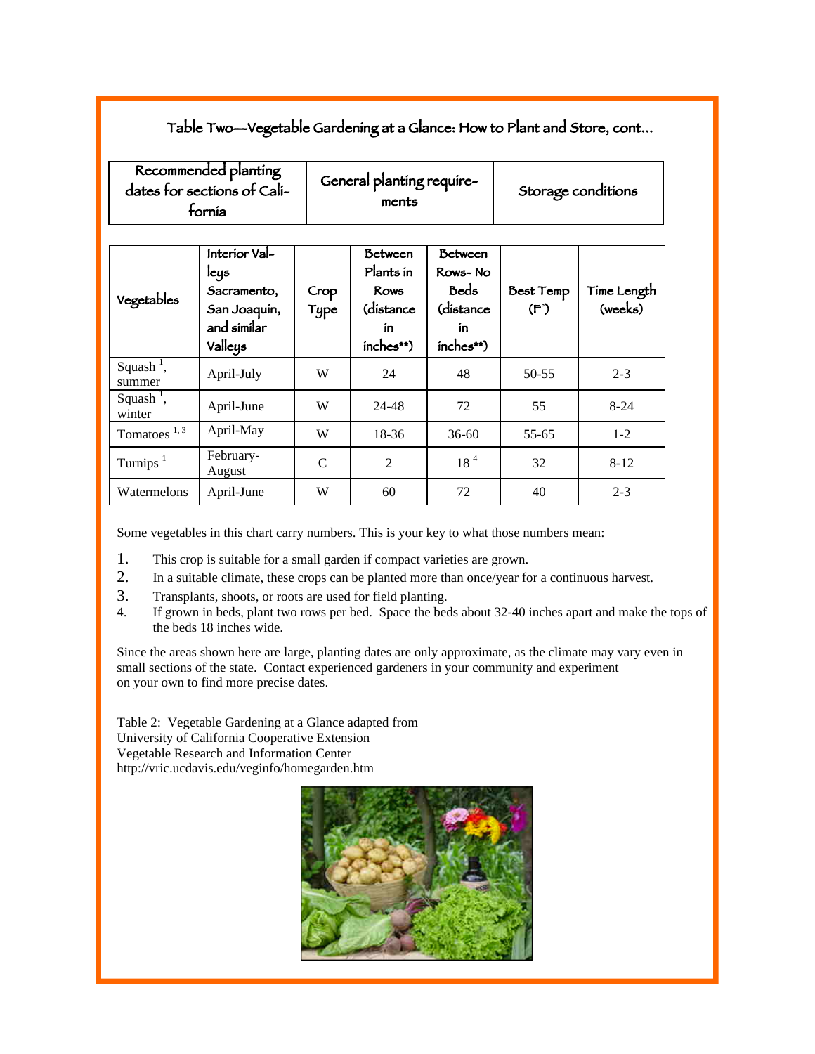## Table Two—Vegetable Gardening at a Glance: How to Plant and Store, cont…

| Recommended planting dates for sections of California | | General planting requirements | | | Storage conditions | |
|---|---|---|---|---|---|---|
| **Vegetables** | **Interior Valleys Sacramento, San Joaquin, and similar Valleys** | **Crop Type** | **Between Plants in Rows (distance in inches\*\*)** | **Between Rows- No Beds (distance in inches\*\*)** | **Best Temp (F°)** | **Time Length (weeks)** |
| Squash [1], summer | April-July | W | 24 | 48 | 50-55 | 2-3 |
| Squash [1], winter | April-June | W | 24-48 | 72 | 55 | 8-24 |
| Tomatoes [1, 3] | April-May | W | 18-36 | 36-60 | 55-65 | 1-2 |
| Turnips [1] | February-August | C | 2 | 18 [4] | 32 | 8-12 |
| Watermelons | April-June | W | 60 | 72 | 40 | 2-3 |

Some vegetables in this chart carry numbers. This is your key to what those numbers mean:

1. This crop is suitable for a small garden if compact varieties are grown.
2. In a suitable climate, these crops can be planted more than once/year for a continuous harvest.
3. Transplants, shoots, or roots are used for field planting.
4. If grown in beds, plant two rows per bed. Space the beds about 32-40 inches apart and make the tops of the beds 18 inches wide.

Since the areas shown here are large, planting dates are only approximate, as the climate may vary even in small sections of the state. Contact experienced gardeners in your community and experiment on your own to find more precise dates.

Table 2: Vegetable Gardening at a Glance adapted from
University of California Cooperative Extension
Vegetable Research and Information Center
http://vric.ucdavis.edu/veginfo/homegarden.htm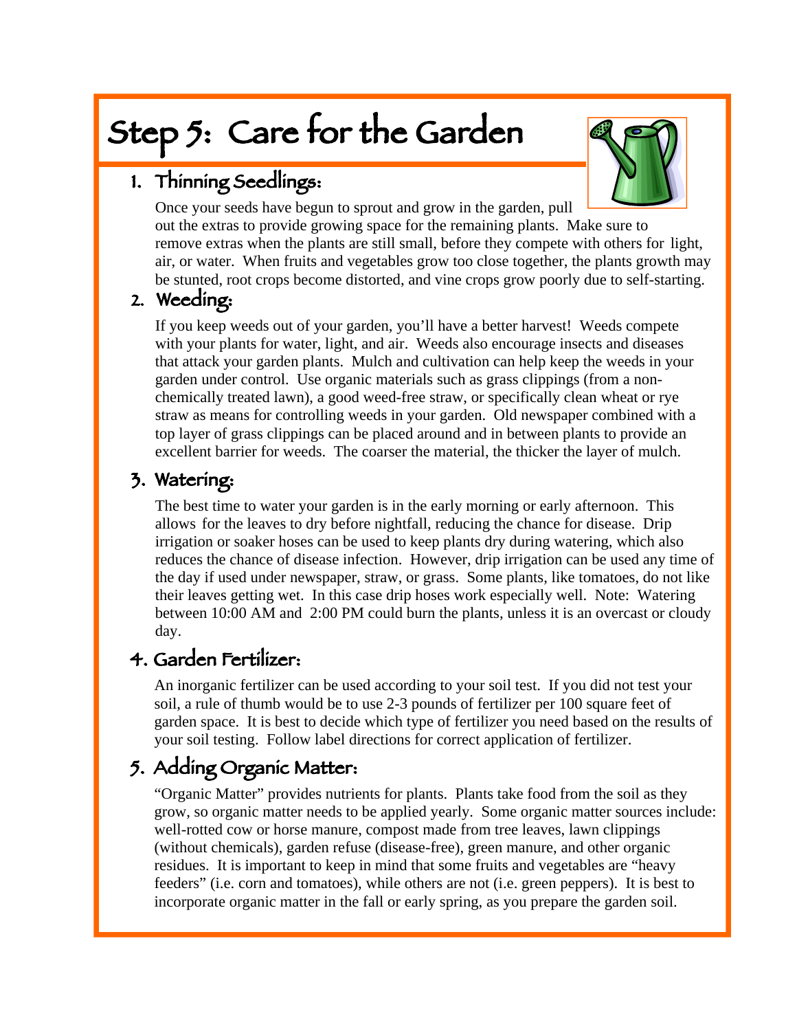# Step 5: Care for the Garden

## 1. Thinning Seedlings:

Once your seeds have begun to sprout and grow in the garden, pull out the extras to provide growing space for the remaining plants. Make sure to remove extras when the plants are still small, before they compete with others for light, air, or water. When fruits and vegetables grow too close together, the plants growth may be stunted, root crops become distorted, and vine crops grow poorly due to self-starting.

## 2. Weeding:

If you keep weeds out of your garden, you'll have a better harvest! Weeds compete with your plants for water, light, and air. Weeds also encourage insects and diseases that attack your garden plants. Mulch and cultivation can help keep the weeds in your garden under control. Use organic materials such as grass clippings (from a non-chemically treated lawn), a good weed-free straw, or specifically clean wheat or rye straw as means for controlling weeds in your garden. Old newspaper combined with a top layer of grass clippings can be placed around and in between plants to provide an excellent barrier for weeds. The coarser the material, the thicker the layer of mulch.

## 3. Watering:

The best time to water your garden is in the early morning or early afternoon. This allows for the leaves to dry before nightfall, reducing the chance for disease. Drip irrigation or soaker hoses can be used to keep plants dry during watering, which also reduces the chance of disease infection. However, drip irrigation can be used any time of the day if used under newspaper, straw, or grass. Some plants, like tomatoes, do not like their leaves getting wet. In this case drip hoses work especially well. Note: Watering between 10:00 AM and 2:00 PM could burn the plants, unless it is an overcast or cloudy day.

## 4. Garden Fertilizer:

An inorganic fertilizer can be used according to your soil test. If you did not test your soil, a rule of thumb would be to use 2-3 pounds of fertilizer per 100 square feet of garden space. It is best to decide which type of fertilizer you need based on the results of your soil testing. Follow label directions for correct application of fertilizer.

## 5. Adding Organic Matter:

"Organic Matter" provides nutrients for plants. Plants take food from the soil as they grow, so organic matter needs to be applied yearly. Some organic matter sources include: well-rotted cow or horse manure, compost made from tree leaves, lawn clippings (without chemicals), garden refuse (disease-free), green manure, and other organic residues. It is important to keep in mind that some fruits and vegetables are "heavy feeders" (i.e. corn and tomatoes), while others are not (i.e. green peppers). It is best to incorporate organic matter in the fall or early spring, as you prepare the garden soil.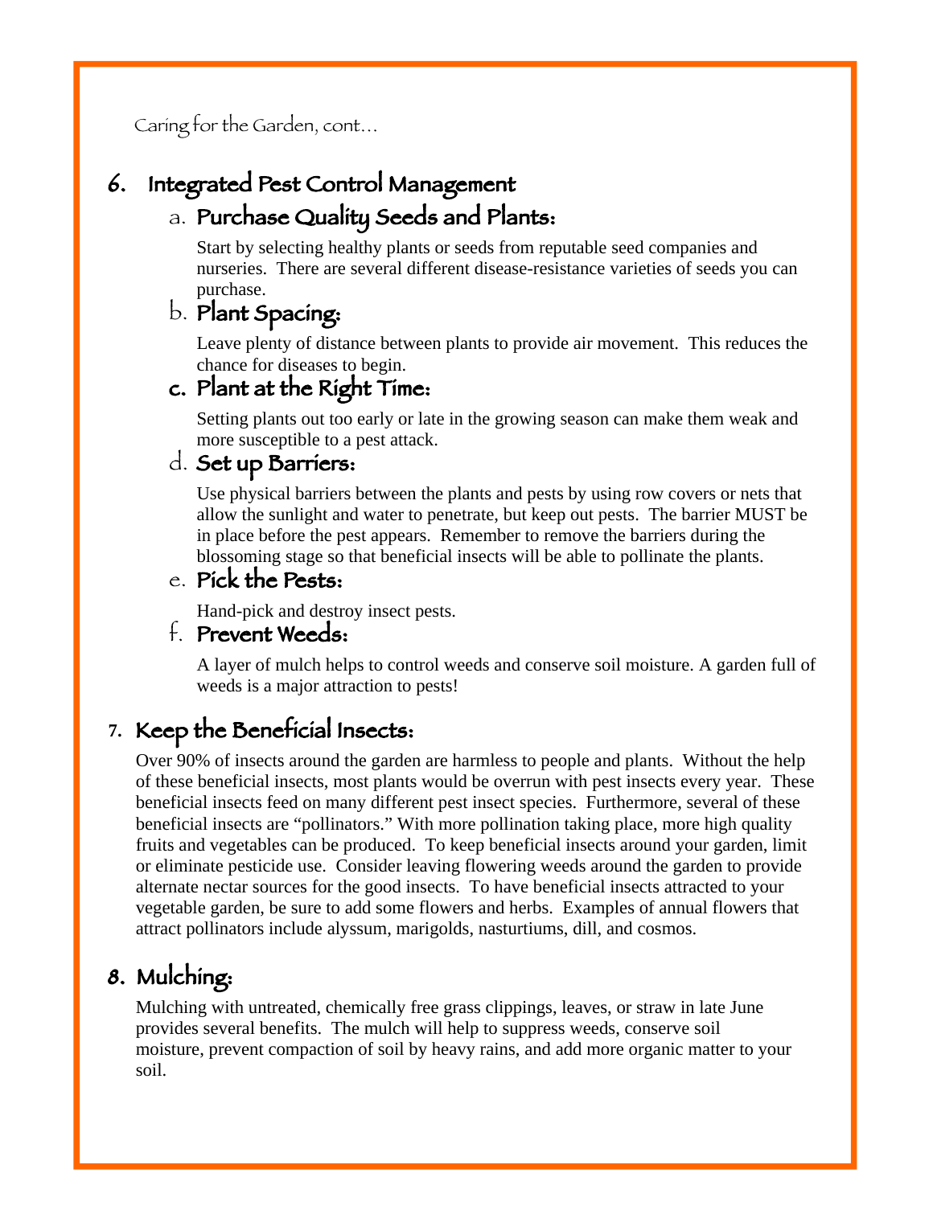Caring for the Garden, cont…

## 6. Integrated Pest Control Management

### a. Purchase Quality Seeds and Plants:

Start by selecting healthy plants or seeds from reputable seed companies and nurseries. There are several different disease-resistance varieties of seeds you can purchase.

### b. Plant Spacing:

Leave plenty of distance between plants to provide air movement. This reduces the chance for diseases to begin.

### c. Plant at the Right Time:

Setting plants out too early or late in the growing season can make them weak and more susceptible to a pest attack.

### d. Set up Barriers:

Use physical barriers between the plants and pests by using row covers or nets that allow the sunlight and water to penetrate, but keep out pests. The barrier MUST be in place before the pest appears. Remember to remove the barriers during the blossoming stage so that beneficial insects will be able to pollinate the plants.

### e. Pick the Pests:

Hand-pick and destroy insect pests.

### f. Prevent Weeds:

A layer of mulch helps to control weeds and conserve soil moisture. A garden full of weeds is a major attraction to pests!

## 7. Keep the Beneficial Insects:

Over 90% of insects around the garden are harmless to people and plants. Without the help of these beneficial insects, most plants would be overrun with pest insects every year. These beneficial insects feed on many different pest insect species. Furthermore, several of these beneficial insects are "pollinators." With more pollination taking place, more high quality fruits and vegetables can be produced. To keep beneficial insects around your garden, limit or eliminate pesticide use. Consider leaving flowering weeds around the garden to provide alternate nectar sources for the good insects. To have beneficial insects attracted to your vegetable garden, be sure to add some flowers and herbs. Examples of annual flowers that attract pollinators include alyssum, marigolds, nasturtiums, dill, and cosmos.

## 8. Mulching:

Mulching with untreated, chemically free grass clippings, leaves, or straw in late June provides several benefits. The mulch will help to suppress weeds, conserve soil moisture, prevent compaction of soil by heavy rains, and add more organic matter to your soil.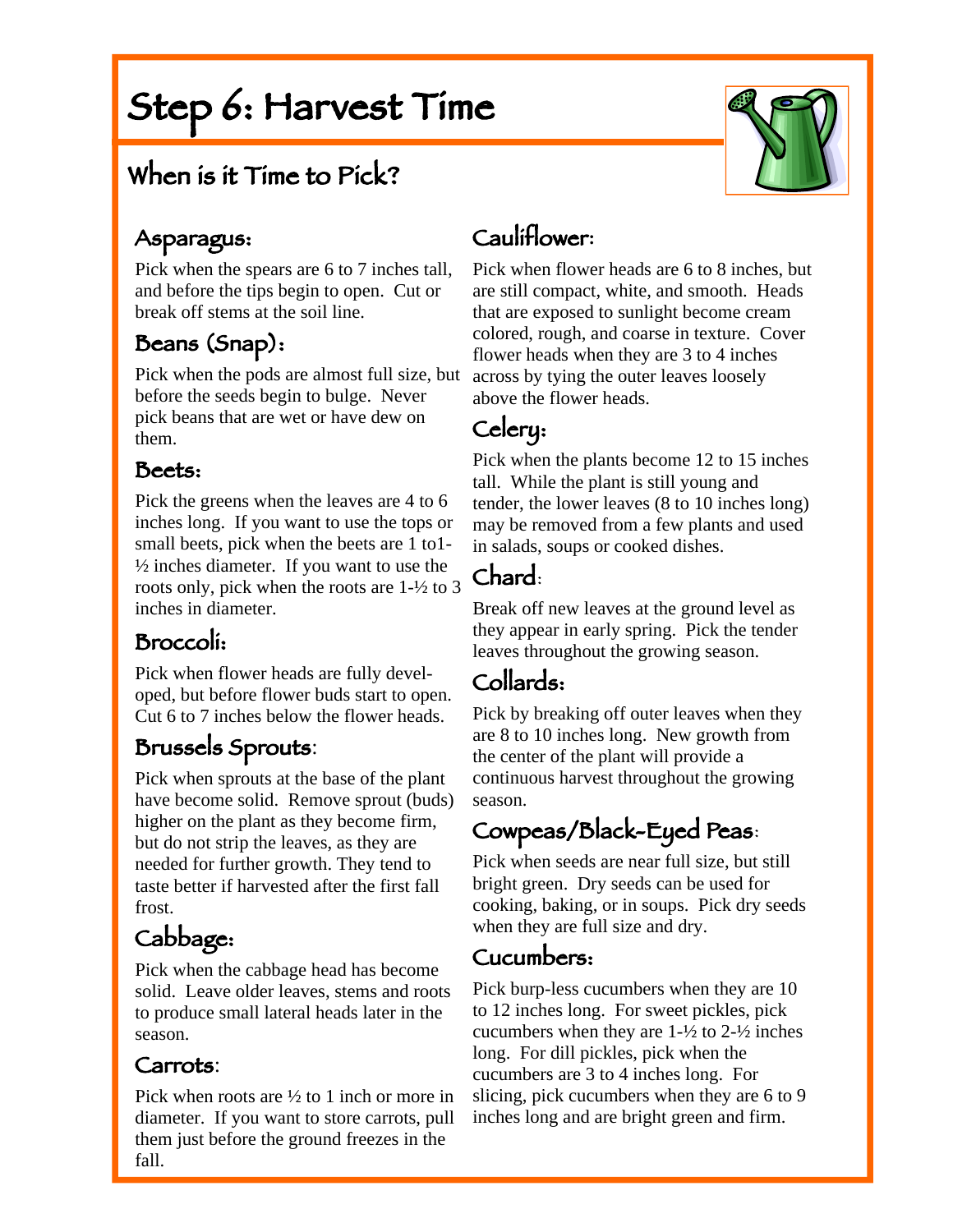# Step 6: Harvest Time

## When is it Time to Pick?

### Asparagus:

Pick when the spears are 6 to 7 inches tall, and before the tips begin to open. Cut or break off stems at the soil line.

### Beans (Snap):

Pick when the pods are almost full size, but before the seeds begin to bulge. Never pick beans that are wet or have dew on them.

### Beets:

Pick the greens when the leaves are 4 to 6 inches long. If you want to use the tops or small beets, pick when the beets are 1 to1-½ inches diameter. If you want to use the roots only, pick when the roots are 1-½ to 3 inches in diameter.

### Broccoli:

Pick when flower heads are fully developed, but before flower buds start to open. Cut 6 to 7 inches below the flower heads.

### Brussels Sprouts:

Pick when sprouts at the base of the plant have become solid. Remove sprout (buds) higher on the plant as they become firm, but do not strip the leaves, as they are needed for further growth. They tend to taste better if harvested after the first fall frost.

### Cabbage:

Pick when the cabbage head has become solid. Leave older leaves, stems and roots to produce small lateral heads later in the season.

### Carrots:

Pick when roots are ½ to 1 inch or more in diameter. If you want to store carrots, pull them just before the ground freezes in the fall.

### Cauliflower:

Pick when flower heads are 6 to 8 inches, but are still compact, white, and smooth. Heads that are exposed to sunlight become cream colored, rough, and coarse in texture. Cover flower heads when they are 3 to 4 inches across by tying the outer leaves loosely above the flower heads.

### Celery:

Pick when the plants become 12 to 15 inches tall. While the plant is still young and tender, the lower leaves (8 to 10 inches long) may be removed from a few plants and used in salads, soups or cooked dishes.

### Chard:

Break off new leaves at the ground level as they appear in early spring. Pick the tender leaves throughout the growing season.

### Collards:

Pick by breaking off outer leaves when they are 8 to 10 inches long. New growth from the center of the plant will provide a continuous harvest throughout the growing season.

### Cowpeas/Black-Eyed Peas:

Pick when seeds are near full size, but still bright green. Dry seeds can be used for cooking, baking, or in soups. Pick dry seeds when they are full size and dry.

### Cucumbers:

Pick burp-less cucumbers when they are 10 to 12 inches long. For sweet pickles, pick cucumbers when they are 1-½ to 2-½ inches long. For dill pickles, pick when the cucumbers are 3 to 4 inches long. For slicing, pick cucumbers when they are 6 to 9 inches long and are bright green and firm.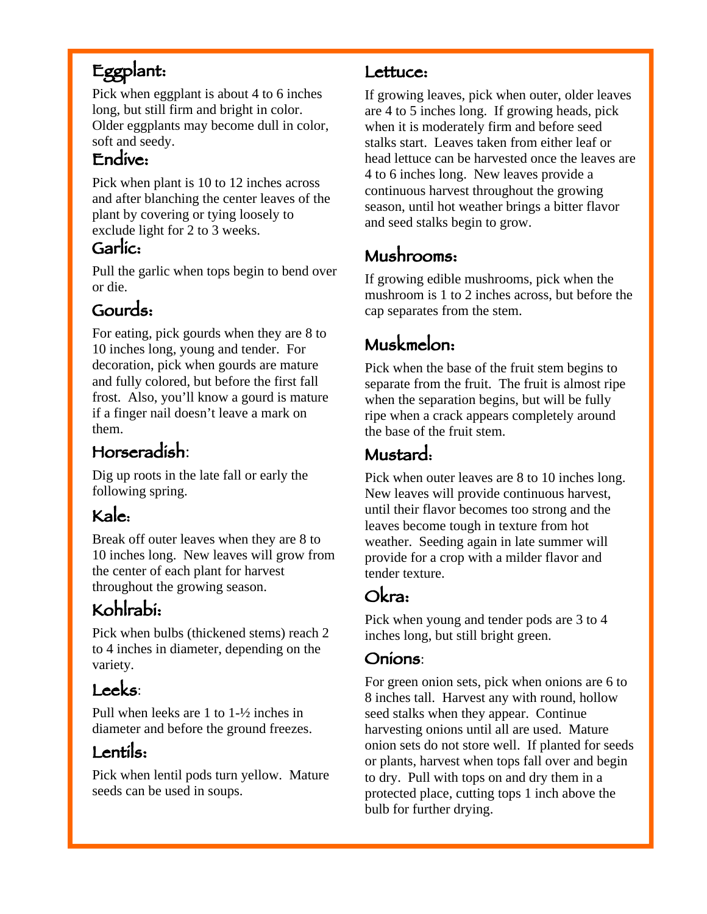## Eggplant:

Pick when eggplant is about 4 to 6 inches long, but still firm and bright in color. Older eggplants may become dull in color, soft and seedy.

## Endive:

Pick when plant is 10 to 12 inches across and after blanching the center leaves of the plant by covering or tying loosely to exclude light for 2 to 3 weeks.

## Garlic:

Pull the garlic when tops begin to bend over or die.

## Gourds:

For eating, pick gourds when they are 8 to 10 inches long, young and tender. For decoration, pick when gourds are mature and fully colored, but before the first fall frost. Also, you'll know a gourd is mature if a finger nail doesn't leave a mark on them.

## Horseradish:

Dig up roots in the late fall or early the following spring.

## Kale:

Break off outer leaves when they are 8 to 10 inches long. New leaves will grow from the center of each plant for harvest throughout the growing season.

## Kohlrabi:

Pick when bulbs (thickened stems) reach 2 to 4 inches in diameter, depending on the variety.

## Leeks:

Pull when leeks are 1 to 1-½ inches in diameter and before the ground freezes.

## Lentils:

Pick when lentil pods turn yellow. Mature seeds can be used in soups.

## Lettuce:

If growing leaves, pick when outer, older leaves are 4 to 5 inches long. If growing heads, pick when it is moderately firm and before seed stalks start. Leaves taken from either leaf or head lettuce can be harvested once the leaves are 4 to 6 inches long. New leaves provide a continuous harvest throughout the growing season, until hot weather brings a bitter flavor and seed stalks begin to grow.

## Mushrooms:

If growing edible mushrooms, pick when the mushroom is 1 to 2 inches across, but before the cap separates from the stem.

## Muskmelon:

Pick when the base of the fruit stem begins to separate from the fruit. The fruit is almost ripe when the separation begins, but will be fully ripe when a crack appears completely around the base of the fruit stem.

## Mustard:

Pick when outer leaves are 8 to 10 inches long. New leaves will provide continuous harvest, until their flavor becomes too strong and the leaves become tough in texture from hot weather. Seeding again in late summer will provide for a crop with a milder flavor and tender texture.

## Okra:

Pick when young and tender pods are 3 to 4 inches long, but still bright green.

## Onions:

For green onion sets, pick when onions are 6 to 8 inches tall. Harvest any with round, hollow seed stalks when they appear. Continue harvesting onions until all are used. Mature onion sets do not store well. If planted for seeds or plants, harvest when tops fall over and begin to dry. Pull with tops on and dry them in a protected place, cutting tops 1 inch above the bulb for further drying.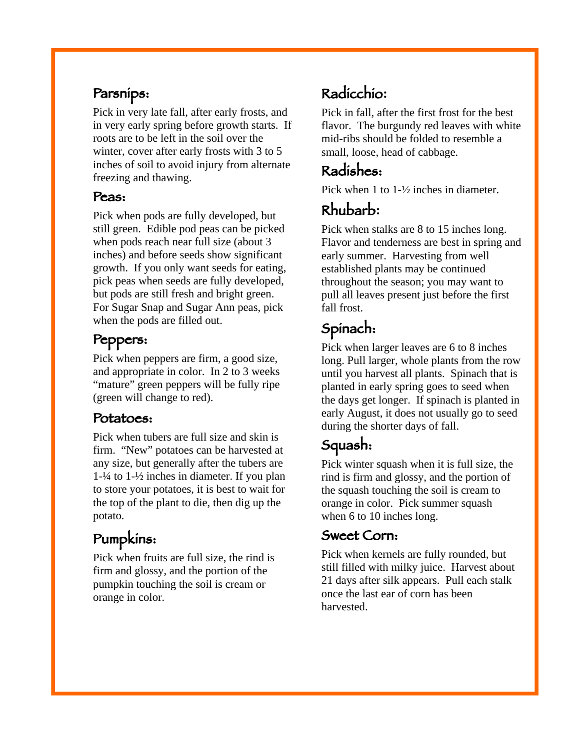## Parsnips:

Pick in very late fall, after early frosts, and in very early spring before growth starts. If roots are to be left in the soil over the winter, cover after early frosts with 3 to 5 inches of soil to avoid injury from alternate freezing and thawing.

## Peas:

Pick when pods are fully developed, but still green. Edible pod peas can be picked when pods reach near full size (about 3 inches) and before seeds show significant growth. If you only want seeds for eating, pick peas when seeds are fully developed, but pods are still fresh and bright green. For Sugar Snap and Sugar Ann peas, pick when the pods are filled out.

## Peppers:

Pick when peppers are firm, a good size, and appropriate in color. In 2 to 3 weeks "mature" green peppers will be fully ripe (green will change to red).

## Potatoes:

Pick when tubers are full size and skin is firm. "New" potatoes can be harvested at any size, but generally after the tubers are 1-¼ to 1-½ inches in diameter. If you plan to store your potatoes, it is best to wait for the top of the plant to die, then dig up the potato.

## Pumpkins:

Pick when fruits are full size, the rind is firm and glossy, and the portion of the pumpkin touching the soil is cream or orange in color.

## Radicchio:

Pick in fall, after the first frost for the best flavor. The burgundy red leaves with white mid-ribs should be folded to resemble a small, loose, head of cabbage.

## Radishes:

Pick when 1 to 1-½ inches in diameter.

## Rhubarb:

Pick when stalks are 8 to 15 inches long. Flavor and tenderness are best in spring and early summer. Harvesting from well established plants may be continued throughout the season; you may want to pull all leaves present just before the first fall frost.

## Spinach:

Pick when larger leaves are 6 to 8 inches long. Pull larger, whole plants from the row until you harvest all plants. Spinach that is planted in early spring goes to seed when the days get longer. If spinach is planted in early August, it does not usually go to seed during the shorter days of fall.

## Squash:

Pick winter squash when it is full size, the rind is firm and glossy, and the portion of the squash touching the soil is cream to orange in color. Pick summer squash when 6 to 10 inches long.

## Sweet Corn:

Pick when kernels are fully rounded, but still filled with milky juice. Harvest about 21 days after silk appears. Pull each stalk once the last ear of corn has been harvested.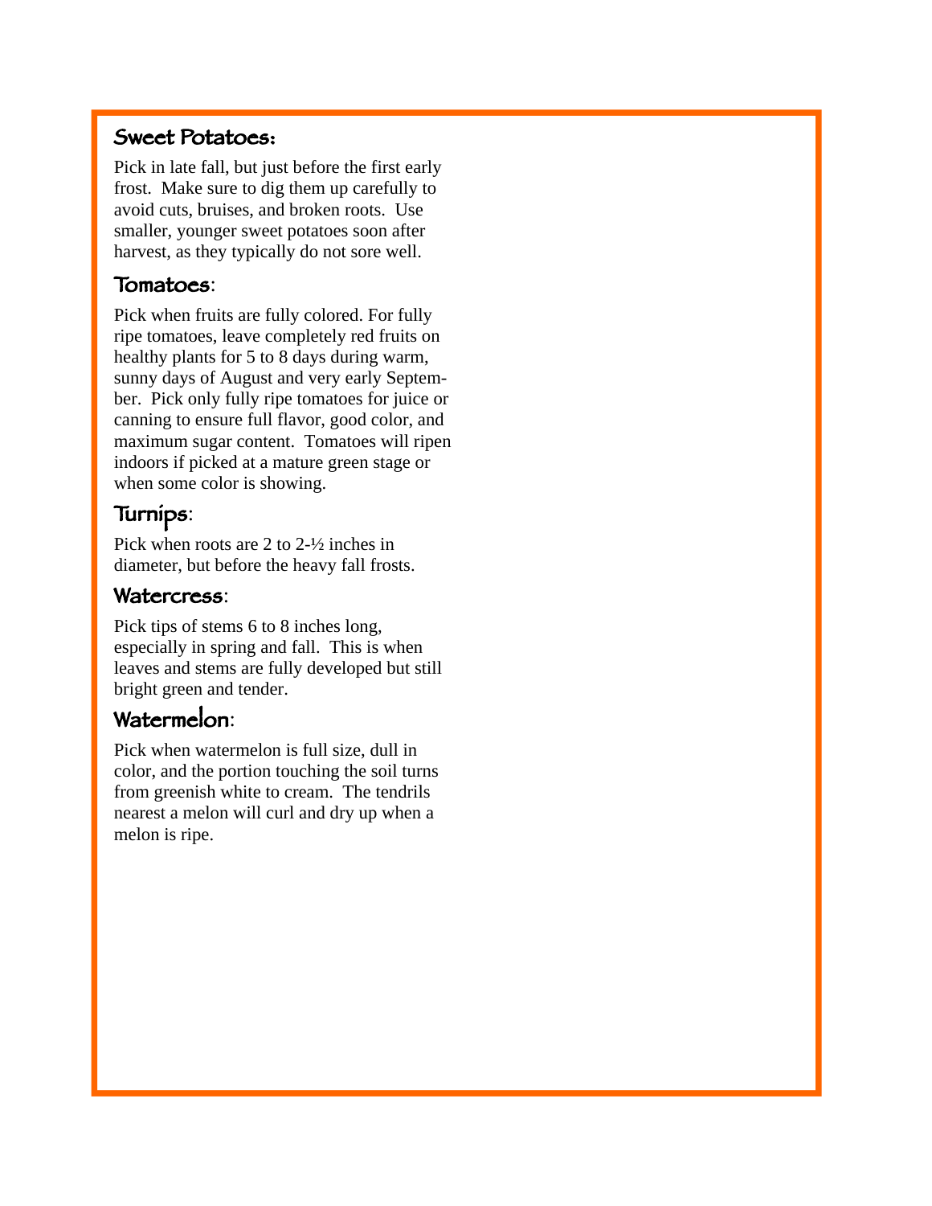### Sweet Potatoes:

Pick in late fall, but just before the first early frost. Make sure to dig them up carefully to avoid cuts, bruises, and broken roots. Use smaller, younger sweet potatoes soon after harvest, as they typically do not sore well.

### Tomatoes:

Pick when fruits are fully colored. For fully ripe tomatoes, leave completely red fruits on healthy plants for 5 to 8 days during warm, sunny days of August and very early September. Pick only fully ripe tomatoes for juice or canning to ensure full flavor, good color, and maximum sugar content. Tomatoes will ripen indoors if picked at a mature green stage or when some color is showing.

### Turnips:

Pick when roots are 2 to 2-½ inches in diameter, but before the heavy fall frosts.

### Watercress:

Pick tips of stems 6 to 8 inches long, especially in spring and fall. This is when leaves and stems are fully developed but still bright green and tender.

### Watermelon:

Pick when watermelon is full size, dull in color, and the portion touching the soil turns from greenish white to cream. The tendrils nearest a melon will curl and dry up when a melon is ripe.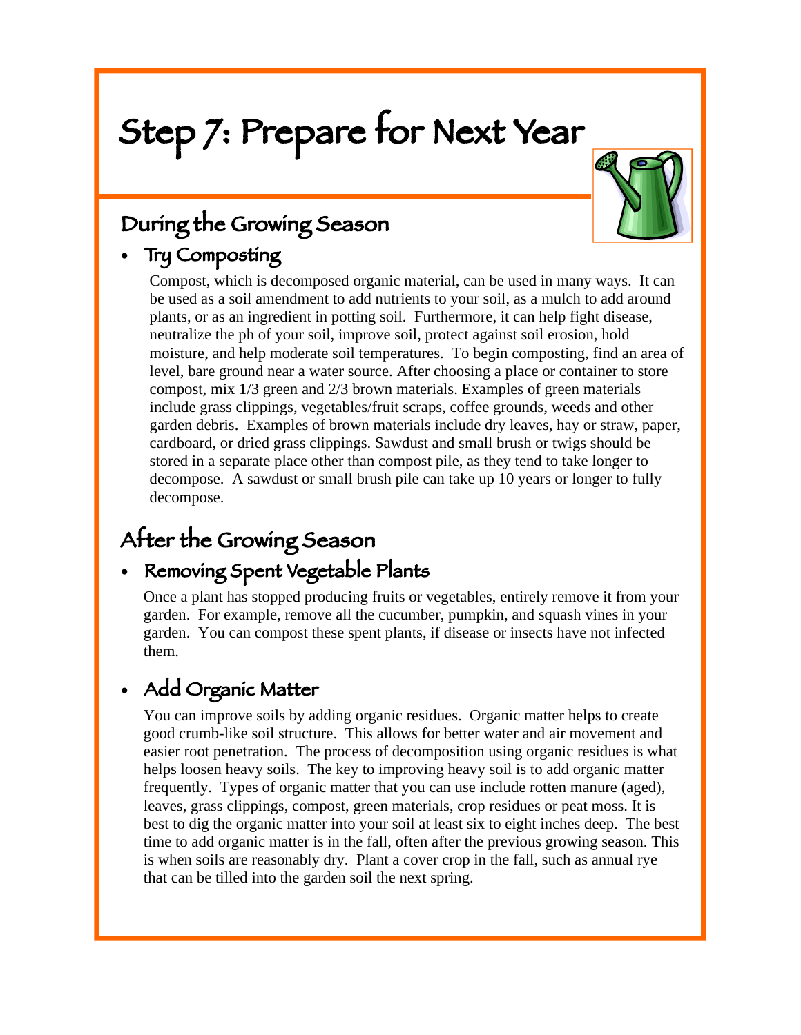# Step 7: Prepare for Next Year

## During the Growing Season

- ### Try Composting

Compost, which is decomposed organic material, can be used in many ways. It can be used as a soil amendment to add nutrients to your soil, as a mulch to add around plants, or as an ingredient in potting soil. Furthermore, it can help fight disease, neutralize the ph of your soil, improve soil, protect against soil erosion, hold moisture, and help moderate soil temperatures. To begin composting, find an area of level, bare ground near a water source. After choosing a place or container to store compost, mix 1/3 green and 2/3 brown materials. Examples of green materials include grass clippings, vegetables/fruit scraps, coffee grounds, weeds and other garden debris. Examples of brown materials include dry leaves, hay or straw, paper, cardboard, or dried grass clippings. Sawdust and small brush or twigs should be stored in a separate place other than compost pile, as they tend to take longer to decompose. A sawdust or small brush pile can take up 10 years or longer to fully decompose.

## After the Growing Season

- ### Removing Spent Vegetable Plants

Once a plant has stopped producing fruits or vegetables, entirely remove it from your garden. For example, remove all the cucumber, pumpkin, and squash vines in your garden. You can compost these spent plants, if disease or insects have not infected them.

- ### Add Organic Matter

You can improve soils by adding organic residues. Organic matter helps to create good crumb-like soil structure. This allows for better water and air movement and easier root penetration. The process of decomposition using organic residues is what helps loosen heavy soils. The key to improving heavy soil is to add organic matter frequently. Types of organic matter that you can use include rotten manure (aged), leaves, grass clippings, compost, green materials, crop residues or peat moss. It is best to dig the organic matter into your soil at least six to eight inches deep. The best time to add organic matter is in the fall, often after the previous growing season. This is when soils are reasonably dry. Plant a cover crop in the fall, such as annual rye that can be tilled into the garden soil the next spring.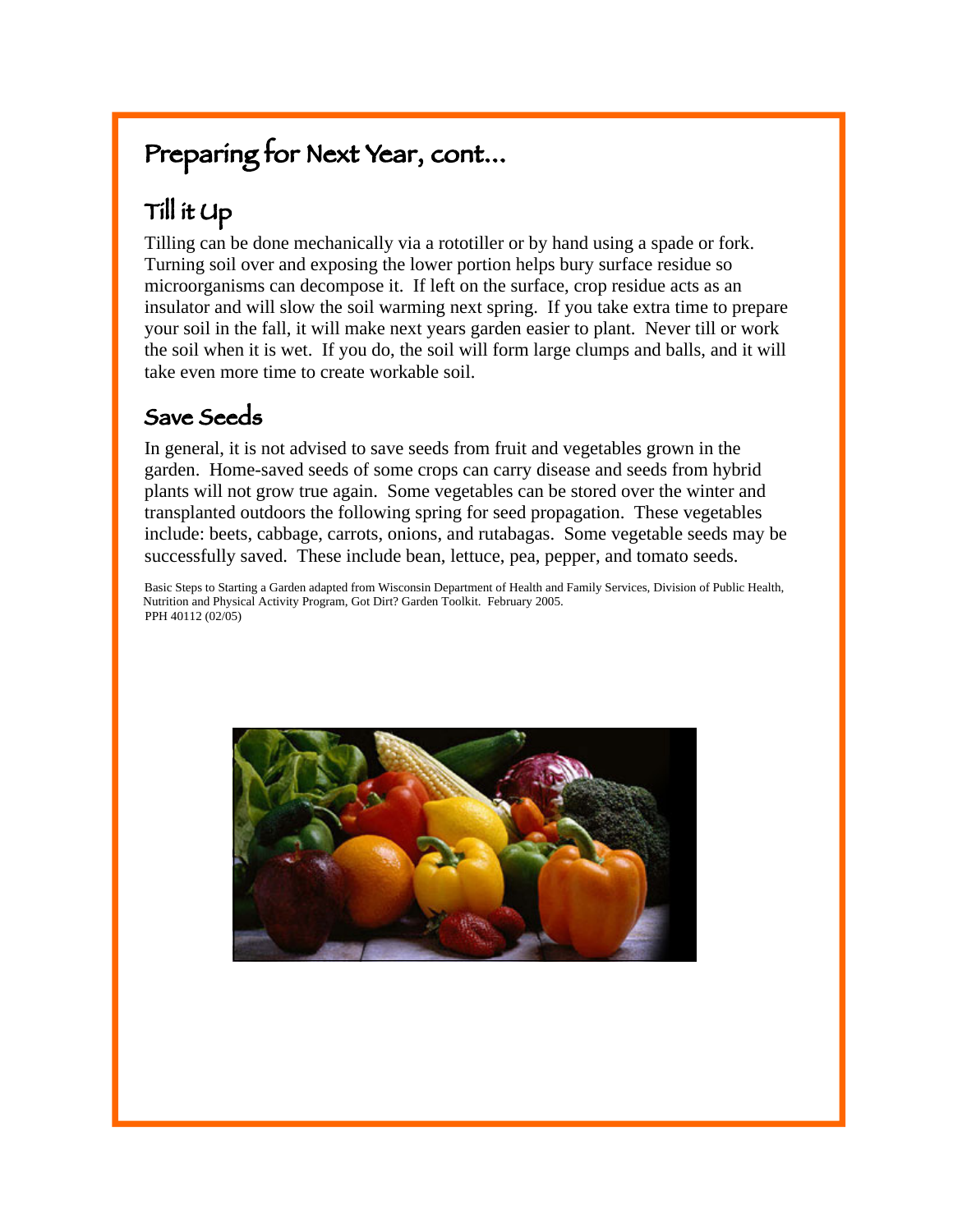## Preparing for Next Year, cont...

### Till it Up

Tilling can be done mechanically via a rototiller or by hand using a spade or fork. Turning soil over and exposing the lower portion helps bury surface residue so microorganisms can decompose it. If left on the surface, crop residue acts as an insulator and will slow the soil warming next spring. If you take extra time to prepare your soil in the fall, it will make next years garden easier to plant. Never till or work the soil when it is wet. If you do, the soil will form large clumps and balls, and it will take even more time to create workable soil.

### Save Seeds

In general, it is not advised to save seeds from fruit and vegetables grown in the garden. Home-saved seeds of some crops can carry disease and seeds from hybrid plants will not grow true again. Some vegetables can be stored over the winter and transplanted outdoors the following spring for seed propagation. These vegetables include: beets, cabbage, carrots, onions, and rutabagas. Some vegetable seeds may be successfully saved. These include bean, lettuce, pea, pepper, and tomato seeds.

Basic Steps to Starting a Garden adapted from Wisconsin Department of Health and Family Services, Division of Public Health, Nutrition and Physical Activity Program, Got Dirt? Garden Toolkit. February 2005.
PPH 40112 (02/05)